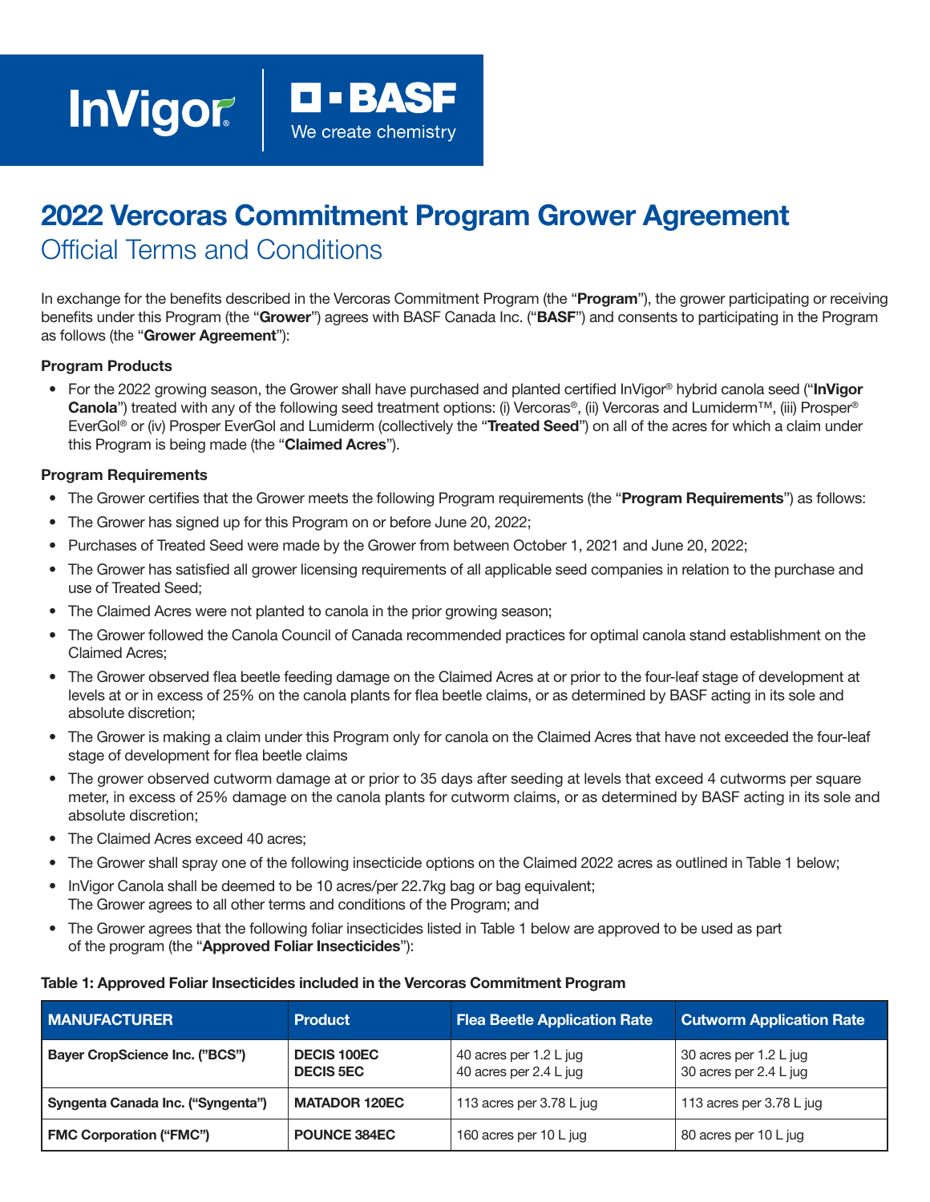InVigor® | BASF We create chemistry

# 2022 Vercoras Commitment Program Grower Agreement

## Official Terms and Conditions

In exchange for the benefits described in the Vercoras Commitment Program (the "**Program**"), the grower participating or receiving benefits under this Program (the "**Grower**") agrees with BASF Canada Inc. ("**BASF**") and consents to participating in the Program as follows (the "**Grower Agreement**"):

**Program Products**

- For the 2022 growing season, the Grower shall have purchased and planted certified InVigor® hybrid canola seed ("**InVigor Canola**") treated with any of the following seed treatment options: (i) Vercoras®, (ii) Vercoras and Lumiderm™, (iii) Prosper® EverGol® or (iv) Prosper EverGol and Lumiderm (collectively the "**Treated Seed**") on all of the acres for which a claim under this Program is being made (the "**Claimed Acres**").

**Program Requirements**

- The Grower certifies that the Grower meets the following Program requirements (the "**Program Requirements**") as follows:
- The Grower has signed up for this Program on or before June 20, 2022;
- Purchases of Treated Seed were made by the Grower from between October 1, 2021 and June 20, 2022;
- The Grower has satisfied all grower licensing requirements of all applicable seed companies in relation to the purchase and use of Treated Seed;
- The Claimed Acres were not planted to canola in the prior growing season;
- The Grower followed the Canola Council of Canada recommended practices for optimal canola stand establishment on the Claimed Acres;
- The Grower observed flea beetle feeding damage on the Claimed Acres at or prior to the four-leaf stage of development at levels at or in excess of 25% on the canola plants for flea beetle claims, or as determined by BASF acting in its sole and absolute discretion;
- The Grower is making a claim under this Program only for canola on the Claimed Acres that have not exceeded the four-leaf stage of development for flea beetle claims
- The grower observed cutworm damage at or prior to 35 days after seeding at levels that exceed 4 cutworms per square meter, in excess of 25% damage on the canola plants for cutworm claims, or as determined by BASF acting in its sole and absolute discretion;
- The Claimed Acres exceed 40 acres;
- The Grower shall spray one of the following insecticide options on the Claimed 2022 acres as outlined in Table 1 below;
- InVigor Canola shall be deemed to be 10 acres/per 22.7kg bag or bag equivalent;
  The Grower agrees to all other terms and conditions of the Program; and
- The Grower agrees that the following foliar insecticides listed in Table 1 below are approved to be used as part of the program (the "**Approved Foliar Insecticides**"):

**Table 1: Approved Foliar Insecticides included in the Vercoras Commitment Program**

| MANUFACTURER | Product | Flea Beetle Application Rate | Cutworm Application Rate |
|---|---|---|---|
| Bayer CropScience Inc. ("BCS") | DECIS 100EC<br>DECIS 5EC | 40 acres per 1.2 L jug<br>40 acres per 2.4 L jug | 30 acres per 1.2 L jug<br>30 acres per 2.4 L jug |
| Syngenta Canada Inc. ("Syngenta") | MATADOR 120EC | 113 acres per 3.78 L jug | 113 acres per 3.78 L jug |
| FMC Corporation ("FMC") | POUNCE 384EC | 160 acres per 10 L jug | 80 acres per 10 L jug |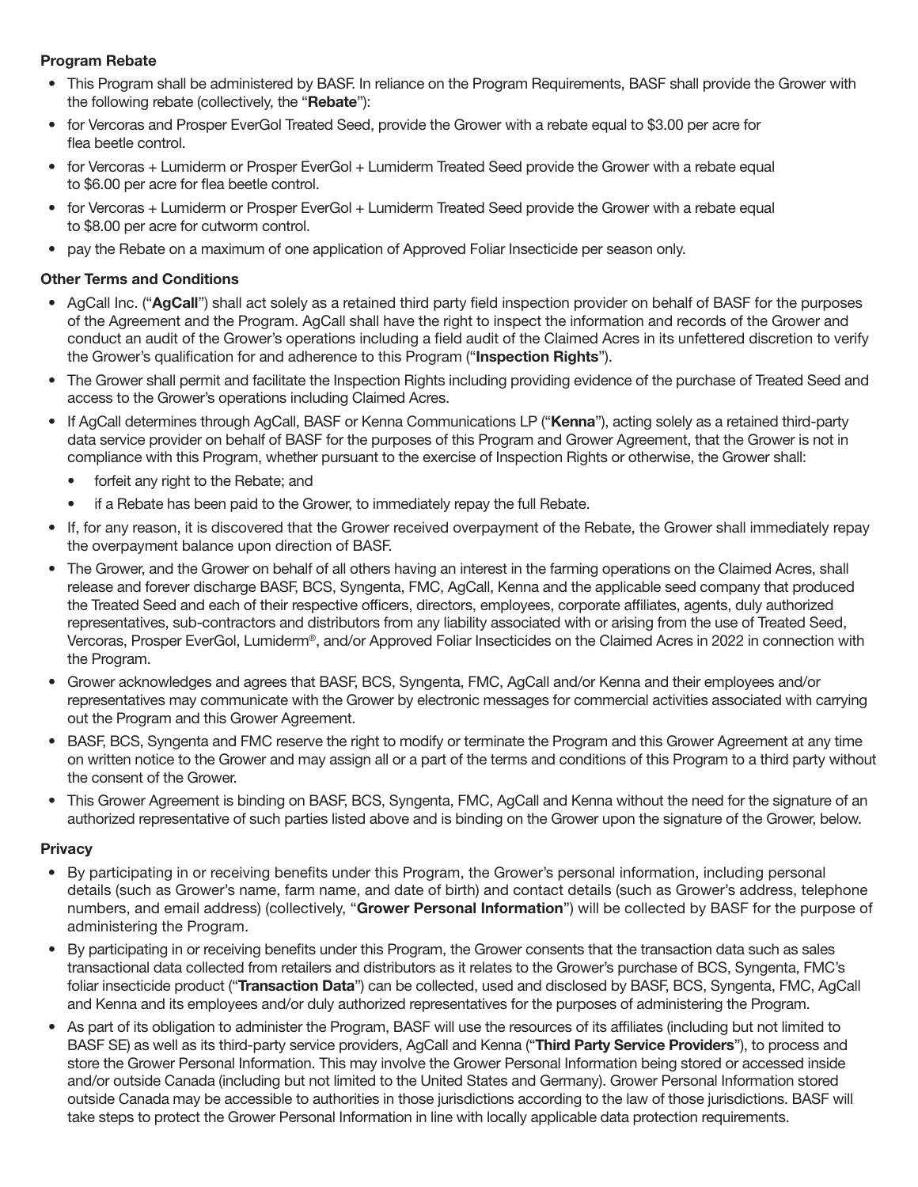**Program Rebate**

- This Program shall be administered by BASF. In reliance on the Program Requirements, BASF shall provide the Grower with the following rebate (collectively, the "**Rebate**"):
- for Vercoras and Prosper EverGol Treated Seed, provide the Grower with a rebate equal to $3.00 per acre for flea beetle control.
- for Vercoras + Lumiderm or Prosper EverGol + Lumiderm Treated Seed provide the Grower with a rebate equal to $6.00 per acre for flea beetle control.
- for Vercoras + Lumiderm or Prosper EverGol + Lumiderm Treated Seed provide the Grower with a rebate equal to $8.00 per acre for cutworm control.
- pay the Rebate on a maximum of one application of Approved Foliar Insecticide per season only.

**Other Terms and Conditions**

- AgCall Inc. ("**AgCall**") shall act solely as a retained third party field inspection provider on behalf of BASF for the purposes of the Agreement and the Program. AgCall shall have the right to inspect the information and records of the Grower and conduct an audit of the Grower's operations including a field audit of the Claimed Acres in its unfettered discretion to verify the Grower's qualification for and adherence to this Program ("**Inspection Rights**").
- The Grower shall permit and facilitate the Inspection Rights including providing evidence of the purchase of Treated Seed and access to the Grower's operations including Claimed Acres.
- If AgCall determines through AgCall, BASF or Kenna Communications LP ("**Kenna**"), acting solely as a retained third-party data service provider on behalf of BASF for the purposes of this Program and Grower Agreement, that the Grower is not in compliance with this Program, whether pursuant to the exercise of Inspection Rights or otherwise, the Grower shall:
  - forfeit any right to the Rebate; and
  - if a Rebate has been paid to the Grower, to immediately repay the full Rebate.
- If, for any reason, it is discovered that the Grower received overpayment of the Rebate, the Grower shall immediately repay the overpayment balance upon direction of BASF.
- The Grower, and the Grower on behalf of all others having an interest in the farming operations on the Claimed Acres, shall release and forever discharge BASF, BCS, Syngenta, FMC, AgCall, Kenna and the applicable seed company that produced the Treated Seed and each of their respective officers, directors, employees, corporate affiliates, agents, duly authorized representatives, sub-contractors and distributors from any liability associated with or arising from the use of Treated Seed, Vercoras, Prosper EverGol, Lumiderm®, and/or Approved Foliar Insecticides on the Claimed Acres in 2022 in connection with the Program.
- Grower acknowledges and agrees that BASF, BCS, Syngenta, FMC, AgCall and/or Kenna and their employees and/or representatives may communicate with the Grower by electronic messages for commercial activities associated with carrying out the Program and this Grower Agreement.
- BASF, BCS, Syngenta and FMC reserve the right to modify or terminate the Program and this Grower Agreement at any time on written notice to the Grower and may assign all or a part of the terms and conditions of this Program to a third party without the consent of the Grower.
- This Grower Agreement is binding on BASF, BCS, Syngenta, FMC, AgCall and Kenna without the need for the signature of an authorized representative of such parties listed above and is binding on the Grower upon the signature of the Grower, below.

**Privacy**

- By participating in or receiving benefits under this Program, the Grower's personal information, including personal details (such as Grower's name, farm name, and date of birth) and contact details (such as Grower's address, telephone numbers, and email address) (collectively, "**Grower Personal Information**") will be collected by BASF for the purpose of administering the Program.
- By participating in or receiving benefits under this Program, the Grower consents that the transaction data such as sales transactional data collected from retailers and distributors as it relates to the Grower's purchase of BCS, Syngenta, FMC's foliar insecticide product ("**Transaction Data**") can be collected, used and disclosed by BASF, BCS, Syngenta, FMC, AgCall and Kenna and its employees and/or duly authorized representatives for the purposes of administering the Program.
- As part of its obligation to administer the Program, BASF will use the resources of its affiliates (including but not limited to BASF SE) as well as its third-party service providers, AgCall and Kenna ("**Third Party Service Providers**"), to process and store the Grower Personal Information. This may involve the Grower Personal Information being stored or accessed inside and/or outside Canada (including but not limited to the United States and Germany). Grower Personal Information stored outside Canada may be accessible to authorities in those jurisdictions according to the law of those jurisdictions. BASF will take steps to protect the Grower Personal Information in line with locally applicable data protection requirements.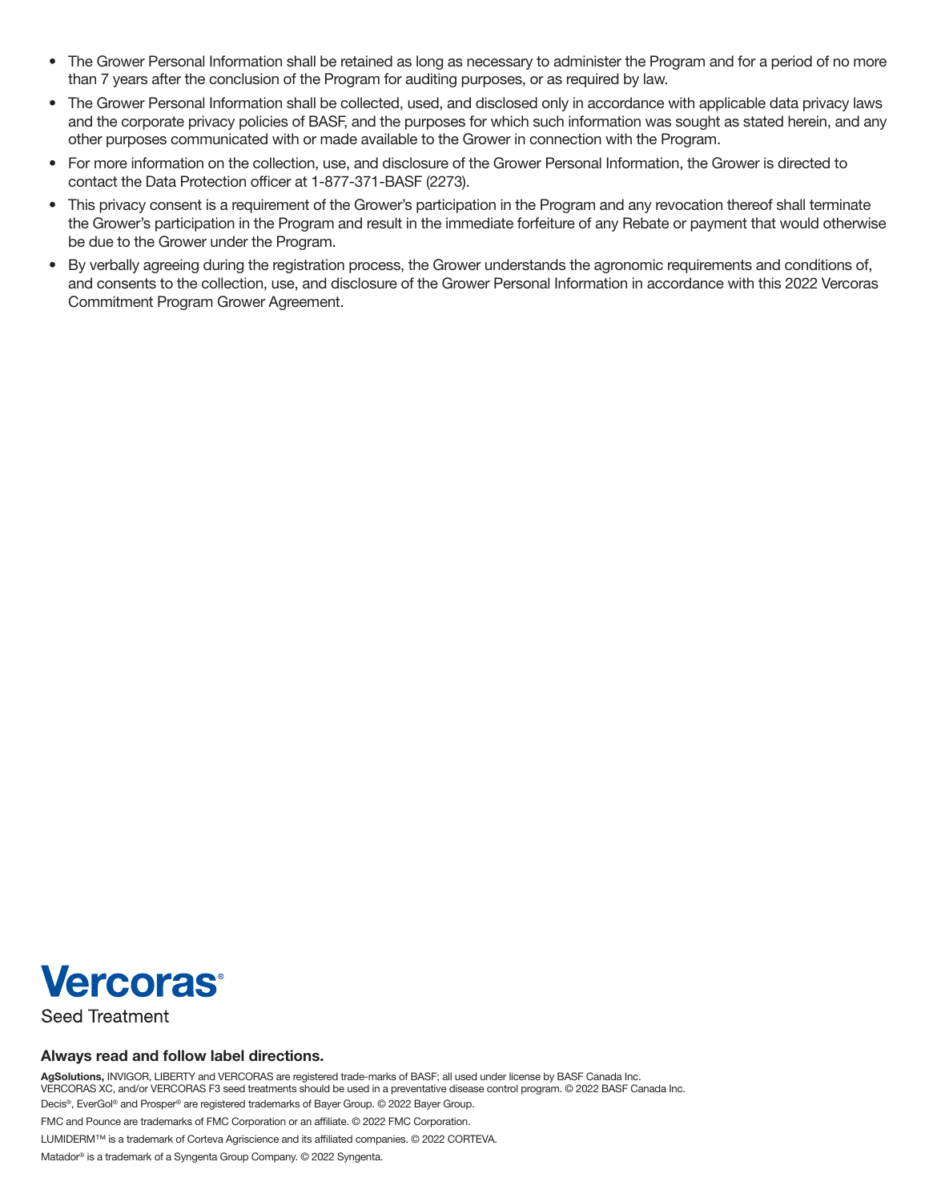- The Grower Personal Information shall be retained as long as necessary to administer the Program and for a period of no more than 7 years after the conclusion of the Program for auditing purposes, or as required by law.
- The Grower Personal Information shall be collected, used, and disclosed only in accordance with applicable data privacy laws and the corporate privacy policies of BASF, and the purposes for which such information was sought as stated herein, and any other purposes communicated with or made available to the Grower in connection with the Program.
- For more information on the collection, use, and disclosure of the Grower Personal Information, the Grower is directed to contact the Data Protection officer at 1-877-371-BASF (2273).
- This privacy consent is a requirement of the Grower's participation in the Program and any revocation thereof shall terminate the Grower's participation in the Program and result in the immediate forfeiture of any Rebate or payment that would otherwise be due to the Grower under the Program.
- By verbally agreeing during the registration process, the Grower understands the agronomic requirements and conditions of, and consents to the collection, use, and disclosure of the Grower Personal Information in accordance with this 2022 Vercoras Commitment Program Grower Agreement.

Vercoras®

Seed Treatment

**Always read and follow label directions.**

**AgSolutions,** INVIGOR, LIBERTY and VERCORAS are registered trade-marks of BASF; all used under license by BASF Canada Inc. VERCORAS XC, and/or VERCORAS F3 seed treatments should be used in a preventative disease control program. © 2022 BASF Canada Inc.

Decis®, EverGol® and Prosper® are registered trademarks of Bayer Group. © 2022 Bayer Group.

FMC and Pounce are trademarks of FMC Corporation or an affiliate. © 2022 FMC Corporation.

LUMIDERM™ is a trademark of Corteva Agriscience and its affiliated companies. © 2022 CORTEVA.

Matador® is a trademark of a Syngenta Group Company. © 2022 Syngenta.